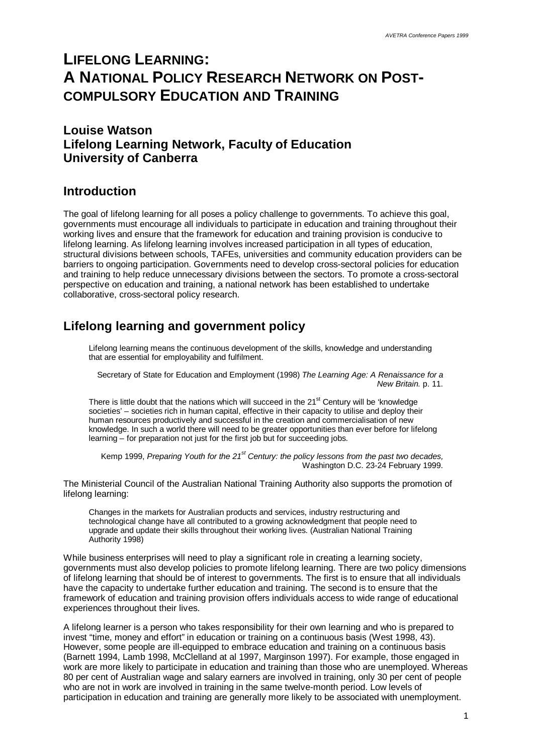# LIFELONG LEARNING: A NATIONAL POLICY RESEARCH NETWORK ON POST-COMPULSORY EDUCATION AND TRAINING

## Louise Watson
## Lifelong Learning Network, Faculty of Education
## University of Canberra

## Introduction

The goal of lifelong learning for all poses a policy challenge to governments. To achieve this goal, governments must encourage all individuals to participate in education and training throughout their working lives and ensure that the framework for education and training provision is conducive to lifelong learning. As lifelong learning involves increased participation in all types of education, structural divisions between schools, TAFEs, universities and community education providers can be barriers to ongoing participation. Governments need to develop cross-sectoral policies for education and training to help reduce unnecessary divisions between the sectors. To promote a cross-sectoral perspective on education and training, a national network has been established to undertake collaborative, cross-sectoral policy research.

## Lifelong learning and government policy

> Lifelong learning means the continuous development of the skills, knowledge and understanding that are essential for employability and fulfilment.
>
> Secretary of State for Education and Employment (1998) *The Learning Age: A Renaissance for a New Britain.* p. 11.

> There is little doubt that the nations which will succeed in the 21st Century will be 'knowledge societies' – societies rich in human capital, effective in their capacity to utilise and deploy their human resources productively and successful in the creation and commercialisation of new knowledge. In such a world there will need to be greater opportunities than ever before for lifelong learning – for preparation not just for the first job but for succeeding jobs.
>
> Kemp 1999, *Preparing Youth for the 21st Century: the policy lessons from the past two decades,* Washington D.C. 23-24 February 1999.

The Ministerial Council of the Australian National Training Authority also supports the promotion of lifelong learning:

> Changes in the markets for Australian products and services, industry restructuring and technological change have all contributed to a growing acknowledgment that people need to upgrade and update their skills throughout their working lives. (Australian National Training Authority 1998)

While business enterprises will need to play a significant role in creating a learning society, governments must also develop policies to promote lifelong learning. There are two policy dimensions of lifelong learning that should be of interest to governments. The first is to ensure that all individuals have the capacity to undertake further education and training. The second is to ensure that the framework of education and training provision offers individuals access to wide range of educational experiences throughout their lives.

A lifelong learner is a person who takes responsibility for their own learning and who is prepared to invest "time, money and effort" in education or training on a continuous basis (West 1998, 43). However, some people are ill-equipped to embrace education and training on a continuous basis (Barnett 1994, Lamb 1998, McClelland at al 1997, Marginson 1997). For example, those engaged in work are more likely to participate in education and training than those who are unemployed. Whereas 80 per cent of Australian wage and salary earners are involved in training, only 30 per cent of people who are not in work are involved in training in the same twelve-month period. Low levels of participation in education and training are generally more likely to be associated with unemployment.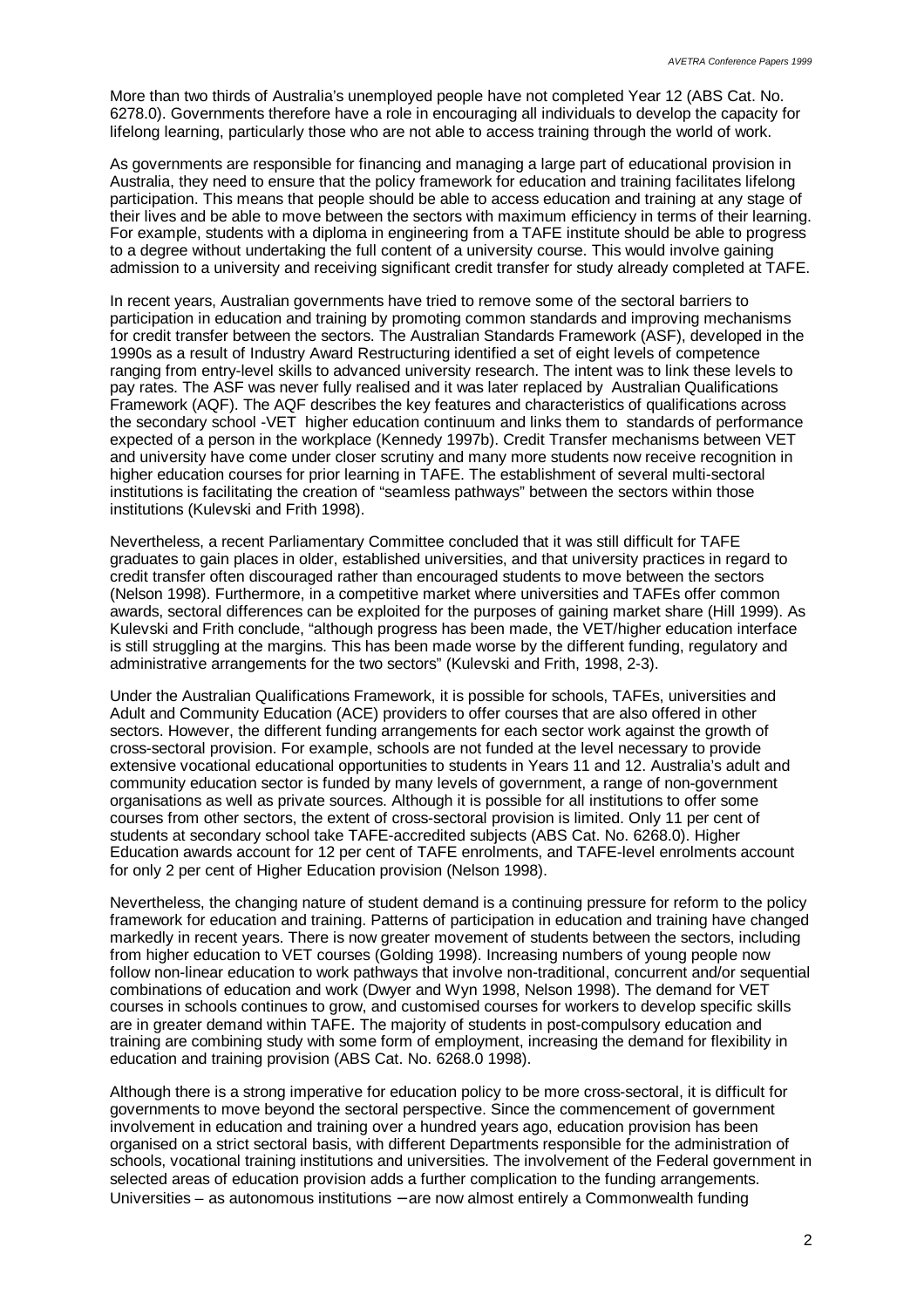More than two thirds of Australia's unemployed people have not completed Year 12 (ABS Cat. No. 6278.0). Governments therefore have a role in encouraging all individuals to develop the capacity for lifelong learning, particularly those who are not able to access training through the world of work.

As governments are responsible for financing and managing a large part of educational provision in Australia, they need to ensure that the policy framework for education and training facilitates lifelong participation. This means that people should be able to access education and training at any stage of their lives and be able to move between the sectors with maximum efficiency in terms of their learning. For example, students with a diploma in engineering from a TAFE institute should be able to progress to a degree without undertaking the full content of a university course. This would involve gaining admission to a university and receiving significant credit transfer for study already completed at TAFE.

In recent years, Australian governments have tried to remove some of the sectoral barriers to participation in education and training by promoting common standards and improving mechanisms for credit transfer between the sectors. The Australian Standards Framework (ASF), developed in the 1990s as a result of Industry Award Restructuring identified a set of eight levels of competence ranging from entry-level skills to advanced university research. The intent was to link these levels to pay rates. The ASF was never fully realised and it was later replaced by Australian Qualifications Framework (AQF). The AQF describes the key features and characteristics of qualifications across the secondary school -VET higher education continuum and links them to standards of performance expected of a person in the workplace (Kennedy 1997b). Credit Transfer mechanisms between VET and university have come under closer scrutiny and many more students now receive recognition in higher education courses for prior learning in TAFE. The establishment of several multi-sectoral institutions is facilitating the creation of "seamless pathways" between the sectors within those institutions (Kulevski and Frith 1998).

Nevertheless, a recent Parliamentary Committee concluded that it was still difficult for TAFE graduates to gain places in older, established universities, and that university practices in regard to credit transfer often discouraged rather than encouraged students to move between the sectors (Nelson 1998). Furthermore, in a competitive market where universities and TAFEs offer common awards, sectoral differences can be exploited for the purposes of gaining market share (Hill 1999). As Kulevski and Frith conclude, "although progress has been made, the VET/higher education interface is still struggling at the margins. This has been made worse by the different funding, regulatory and administrative arrangements for the two sectors" (Kulevski and Frith, 1998, 2-3).

Under the Australian Qualifications Framework, it is possible for schools, TAFEs, universities and Adult and Community Education (ACE) providers to offer courses that are also offered in other sectors. However, the different funding arrangements for each sector work against the growth of cross-sectoral provision. For example, schools are not funded at the level necessary to provide extensive vocational educational opportunities to students in Years 11 and 12. Australia's adult and community education sector is funded by many levels of government, a range of non-government organisations as well as private sources. Although it is possible for all institutions to offer some courses from other sectors, the extent of cross-sectoral provision is limited. Only 11 per cent of students at secondary school take TAFE-accredited subjects (ABS Cat. No. 6268.0). Higher Education awards account for 12 per cent of TAFE enrolments, and TAFE-level enrolments account for only 2 per cent of Higher Education provision (Nelson 1998).

Nevertheless, the changing nature of student demand is a continuing pressure for reform to the policy framework for education and training. Patterns of participation in education and training have changed markedly in recent years. There is now greater movement of students between the sectors, including from higher education to VET courses (Golding 1998). Increasing numbers of young people now follow non-linear education to work pathways that involve non-traditional, concurrent and/or sequential combinations of education and work (Dwyer and Wyn 1998, Nelson 1998). The demand for VET courses in schools continues to grow, and customised courses for workers to develop specific skills are in greater demand within TAFE. The majority of students in post-compulsory education and training are combining study with some form of employment, increasing the demand for flexibility in education and training provision (ABS Cat. No. 6268.0 1998).

Although there is a strong imperative for education policy to be more cross-sectoral, it is difficult for governments to move beyond the sectoral perspective. Since the commencement of government involvement in education and training over a hundred years ago, education provision has been organised on a strict sectoral basis, with different Departments responsible for the administration of schools, vocational training institutions and universities. The involvement of the Federal government in selected areas of education provision adds a further complication to the funding arrangements. Universities – as autonomous institutions – are now almost entirely a Commonwealth funding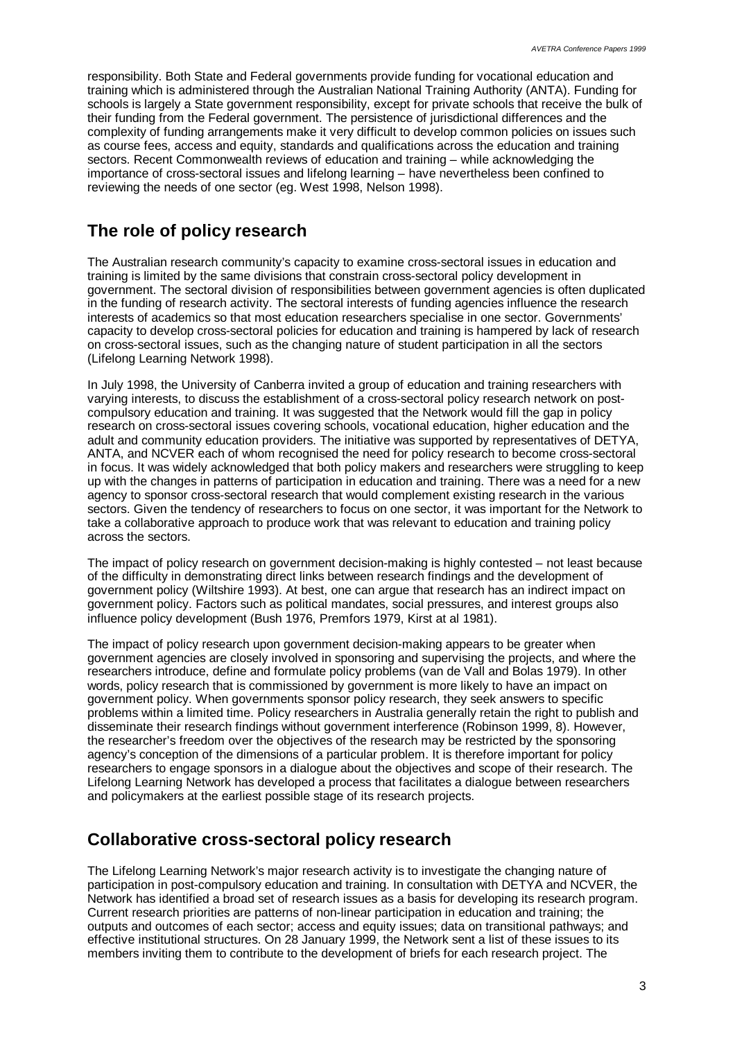responsibility. Both State and Federal governments provide funding for vocational education and training which is administered through the Australian National Training Authority (ANTA). Funding for schools is largely a State government responsibility, except for private schools that receive the bulk of their funding from the Federal government. The persistence of jurisdictional differences and the complexity of funding arrangements make it very difficult to develop common policies on issues such as course fees, access and equity, standards and qualifications across the education and training sectors. Recent Commonwealth reviews of education and training – while acknowledging the importance of cross-sectoral issues and lifelong learning – have nevertheless been confined to reviewing the needs of one sector (eg. West 1998, Nelson 1998).

## The role of policy research

The Australian research community's capacity to examine cross-sectoral issues in education and training is limited by the same divisions that constrain cross-sectoral policy development in government. The sectoral division of responsibilities between government agencies is often duplicated in the funding of research activity. The sectoral interests of funding agencies influence the research interests of academics so that most education researchers specialise in one sector. Governments' capacity to develop cross-sectoral policies for education and training is hampered by lack of research on cross-sectoral issues, such as the changing nature of student participation in all the sectors (Lifelong Learning Network 1998).

In July 1998, the University of Canberra invited a group of education and training researchers with varying interests, to discuss the establishment of a cross-sectoral policy research network on post-compulsory education and training. It was suggested that the Network would fill the gap in policy research on cross-sectoral issues covering schools, vocational education, higher education and the adult and community education providers. The initiative was supported by representatives of DETYA, ANTA, and NCVER each of whom recognised the need for policy research to become cross-sectoral in focus. It was widely acknowledged that both policy makers and researchers were struggling to keep up with the changes in patterns of participation in education and training. There was a need for a new agency to sponsor cross-sectoral research that would complement existing research in the various sectors. Given the tendency of researchers to focus on one sector, it was important for the Network to take a collaborative approach to produce work that was relevant to education and training policy across the sectors.

The impact of policy research on government decision-making is highly contested – not least because of the difficulty in demonstrating direct links between research findings and the development of government policy (Wiltshire 1993). At best, one can argue that research has an indirect impact on government policy. Factors such as political mandates, social pressures, and interest groups also influence policy development (Bush 1976, Premfors 1979, Kirst at al 1981).

The impact of policy research upon government decision-making appears to be greater when government agencies are closely involved in sponsoring and supervising the projects, and where the researchers introduce, define and formulate policy problems (van de Vall and Bolas 1979). In other words, policy research that is commissioned by government is more likely to have an impact on government policy. When governments sponsor policy research, they seek answers to specific problems within a limited time. Policy researchers in Australia generally retain the right to publish and disseminate their research findings without government interference (Robinson 1999, 8). However, the researcher's freedom over the objectives of the research may be restricted by the sponsoring agency's conception of the dimensions of a particular problem. It is therefore important for policy researchers to engage sponsors in a dialogue about the objectives and scope of their research. The Lifelong Learning Network has developed a process that facilitates a dialogue between researchers and policymakers at the earliest possible stage of its research projects.

## Collaborative cross-sectoral policy research

The Lifelong Learning Network's major research activity is to investigate the changing nature of participation in post-compulsory education and training. In consultation with DETYA and NCVER, the Network has identified a broad set of research issues as a basis for developing its research program. Current research priorities are patterns of non-linear participation in education and training; the outputs and outcomes of each sector; access and equity issues; data on transitional pathways; and effective institutional structures. On 28 January 1999, the Network sent a list of these issues to its members inviting them to contribute to the development of briefs for each research project. The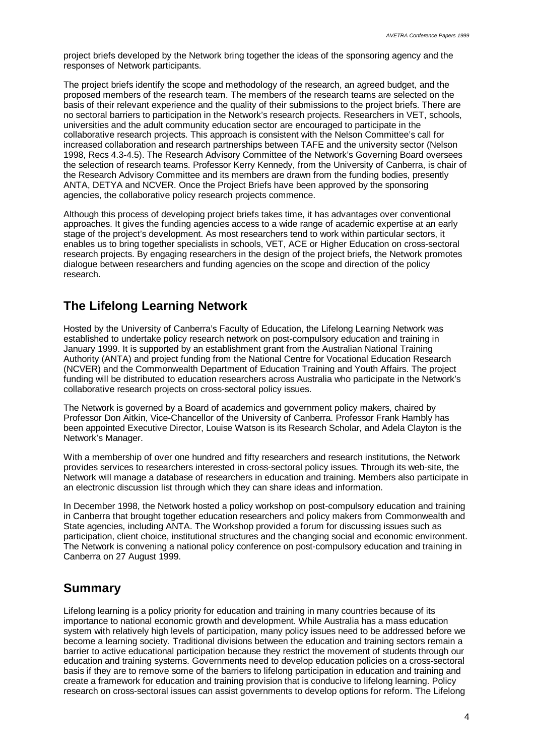project briefs developed by the Network bring together the ideas of the sponsoring agency and the responses of Network participants.

The project briefs identify the scope and methodology of the research, an agreed budget, and the proposed members of the research team. The members of the research teams are selected on the basis of their relevant experience and the quality of their submissions to the project briefs. There are no sectoral barriers to participation in the Network's research projects. Researchers in VET, schools, universities and the adult community education sector are encouraged to participate in the collaborative research projects. This approach is consistent with the Nelson Committee's call for increased collaboration and research partnerships between TAFE and the university sector (Nelson 1998, Recs 4.3-4.5). The Research Advisory Committee of the Network's Governing Board oversees the selection of research teams. Professor Kerry Kennedy, from the University of Canberra, is chair of the Research Advisory Committee and its members are drawn from the funding bodies, presently ANTA, DETYA and NCVER. Once the Project Briefs have been approved by the sponsoring agencies, the collaborative policy research projects commence.

Although this process of developing project briefs takes time, it has advantages over conventional approaches. It gives the funding agencies access to a wide range of academic expertise at an early stage of the project's development. As most researchers tend to work within particular sectors, it enables us to bring together specialists in schools, VET, ACE or Higher Education on cross-sectoral research projects. By engaging researchers in the design of the project briefs, the Network promotes dialogue between researchers and funding agencies on the scope and direction of the policy research.

## The Lifelong Learning Network

Hosted by the University of Canberra's Faculty of Education, the Lifelong Learning Network was established to undertake policy research network on post-compulsory education and training in January 1999. It is supported by an establishment grant from the Australian National Training Authority (ANTA) and project funding from the National Centre for Vocational Education Research (NCVER) and the Commonwealth Department of Education Training and Youth Affairs. The project funding will be distributed to education researchers across Australia who participate in the Network's collaborative research projects on cross-sectoral policy issues.

The Network is governed by a Board of academics and government policy makers, chaired by Professor Don Aitkin, Vice-Chancellor of the University of Canberra. Professor Frank Hambly has been appointed Executive Director, Louise Watson is its Research Scholar, and Adela Clayton is the Network's Manager.

With a membership of over one hundred and fifty researchers and research institutions, the Network provides services to researchers interested in cross-sectoral policy issues. Through its web-site, the Network will manage a database of researchers in education and training. Members also participate in an electronic discussion list through which they can share ideas and information.

In December 1998, the Network hosted a policy workshop on post-compulsory education and training in Canberra that brought together education researchers and policy makers from Commonwealth and State agencies, including ANTA. The Workshop provided a forum for discussing issues such as participation, client choice, institutional structures and the changing social and economic environment. The Network is convening a national policy conference on post-compulsory education and training in Canberra on 27 August 1999.

## Summary

Lifelong learning is a policy priority for education and training in many countries because of its importance to national economic growth and development. While Australia has a mass education system with relatively high levels of participation, many policy issues need to be addressed before we become a learning society. Traditional divisions between the education and training sectors remain a barrier to active educational participation because they restrict the movement of students through our education and training systems. Governments need to develop education policies on a cross-sectoral basis if they are to remove some of the barriers to lifelong participation in education and training and create a framework for education and training provision that is conducive to lifelong learning. Policy research on cross-sectoral issues can assist governments to develop options for reform. The Lifelong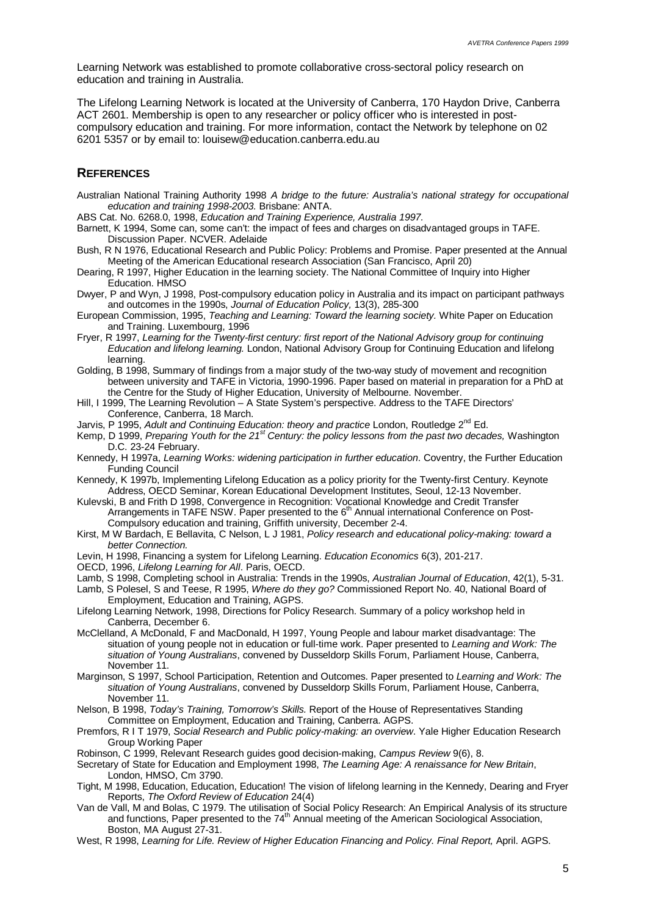Learning Network was established to promote collaborative cross-sectoral policy research on education and training in Australia.

The Lifelong Learning Network is located at the University of Canberra, 170 Haydon Drive, Canberra ACT 2601. Membership is open to any researcher or policy officer who is interested in post-compulsory education and training. For more information, contact the Network by telephone on 02 6201 5357 or by email to: louisew@education.canberra.edu.au

## REFERENCES

Australian National Training Authority 1998 *A bridge to the future: Australia's national strategy for occupational education and training 1998-2003.* Brisbane: ANTA.

ABS Cat. No. 6268.0, 1998, *Education and Training Experience, Australia 1997.*

Barnett, K 1994, Some can, some can't: the impact of fees and charges on disadvantaged groups in TAFE. Discussion Paper. NCVER. Adelaide

Bush, R N 1976, Educational Research and Public Policy: Problems and Promise. Paper presented at the Annual Meeting of the American Educational research Association (San Francisco, April 20)

Dearing, R 1997, Higher Education in the learning society. The National Committee of Inquiry into Higher Education. HMSO

Dwyer, P and Wyn, J 1998, Post-compulsory education policy in Australia and its impact on participant pathways and outcomes in the 1990s, *Journal of Education Policy,* 13(3), 285-300

European Commission, 1995, *Teaching and Learning: Toward the learning society.* White Paper on Education and Training. Luxembourg, 1996

Fryer, R 1997, *Learning for the Twenty-first century: first report of the National Advisory group for continuing Education and lifelong learning.* London, National Advisory Group for Continuing Education and lifelong learning.

Golding, B 1998, Summary of findings from a major study of the two-way study of movement and recognition between university and TAFE in Victoria, 1990-1996. Paper based on material in preparation for a PhD at the Centre for the Study of Higher Education, University of Melbourne. November.

Hill, I 1999, The Learning Revolution – A State System's perspective. Address to the TAFE Directors' Conference, Canberra, 18 March.

Jarvis, P 1995, *Adult and Continuing Education: theory and practice* London, Routledge 2nd Ed.

Kemp, D 1999, *Preparing Youth for the 21st Century: the policy lessons from the past two decades,* Washington D.C. 23-24 February.

Kennedy, H 1997a, *Learning Works: widening participation in further education*. Coventry, the Further Education Funding Council

Kennedy, K 1997b, Implementing Lifelong Education as a policy priority for the Twenty-first Century. Keynote Address, OECD Seminar, Korean Educational Development Institutes, Seoul, 12-13 November.

Kulevski, B and Frith D 1998, Convergence in Recognition: Vocational Knowledge and Credit Transfer Arrangements in TAFE NSW. Paper presented to the 6th Annual international Conference on Post-Compulsory education and training, Griffith university, December 2-4.

Kirst, M W Bardach, E Bellavita, C Nelson, L J 1981, *Policy research and educational policy-making: toward a better Connection.*

Levin, H 1998, Financing a system for Lifelong Learning. *Education Economics* 6(3), 201-217.

OECD, 1996, *Lifelong Learning for All*. Paris, OECD.

Lamb, S 1998, Completing school in Australia: Trends in the 1990s, *Australian Journal of Education*, 42(1), 5-31.

Lamb, S Polesel, S and Teese, R 1995, *Where do they go?* Commissioned Report No. 40, National Board of Employment, Education and Training, AGPS.

Lifelong Learning Network, 1998, Directions for Policy Research. Summary of a policy workshop held in Canberra, December 6.

McClelland, A McDonald, F and MacDonald, H 1997, Young People and labour market disadvantage: The situation of young people not in education or full-time work. Paper presented to *Learning and Work: The situation of Young Australians*, convened by Dusseldorp Skills Forum, Parliament House, Canberra, November 11.

Marginson, S 1997, School Participation, Retention and Outcomes. Paper presented to *Learning and Work: The situation of Young Australians*, convened by Dusseldorp Skills Forum, Parliament House, Canberra, November 11.

Nelson, B 1998, *Today's Training, Tomorrow's Skills.* Report of the House of Representatives Standing Committee on Employment, Education and Training, Canberra. AGPS.

Premfors, R I T 1979, *Social Research and Public policy-making: an overview*. Yale Higher Education Research Group Working Paper

Robinson, C 1999, Relevant Research guides good decision-making, *Campus Review* 9(6), 8.

Secretary of State for Education and Employment 1998, *The Learning Age: A renaissance for New Britain*, London, HMSO, Cm 3790.

Tight, M 1998, Education, Education, Education! The vision of lifelong learning in the Kennedy, Dearing and Fryer Reports, *The Oxford Review of Education* 24(4)

Van de Vall, M and Bolas, C 1979. The utilisation of Social Policy Research: An Empirical Analysis of its structure and functions, Paper presented to the 74th Annual meeting of the American Sociological Association, Boston, MA August 27-31.

West, R 1998, *Learning for Life. Review of Higher Education Financing and Policy. Final Report,* April. AGPS.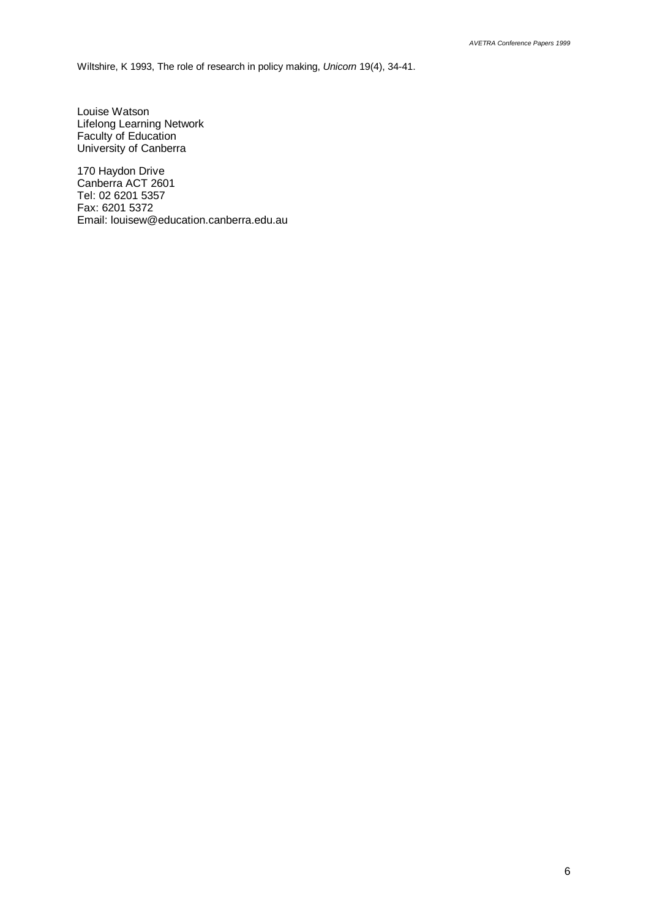Wiltshire, K 1993, The role of research in policy making, *Unicorn* 19(4), 34-41.

Louise Watson
Lifelong Learning Network
Faculty of Education
University of Canberra

170 Haydon Drive
Canberra ACT 2601
Tel: 02 6201 5357
Fax: 6201 5372
Email: louisew@education.canberra.edu.au